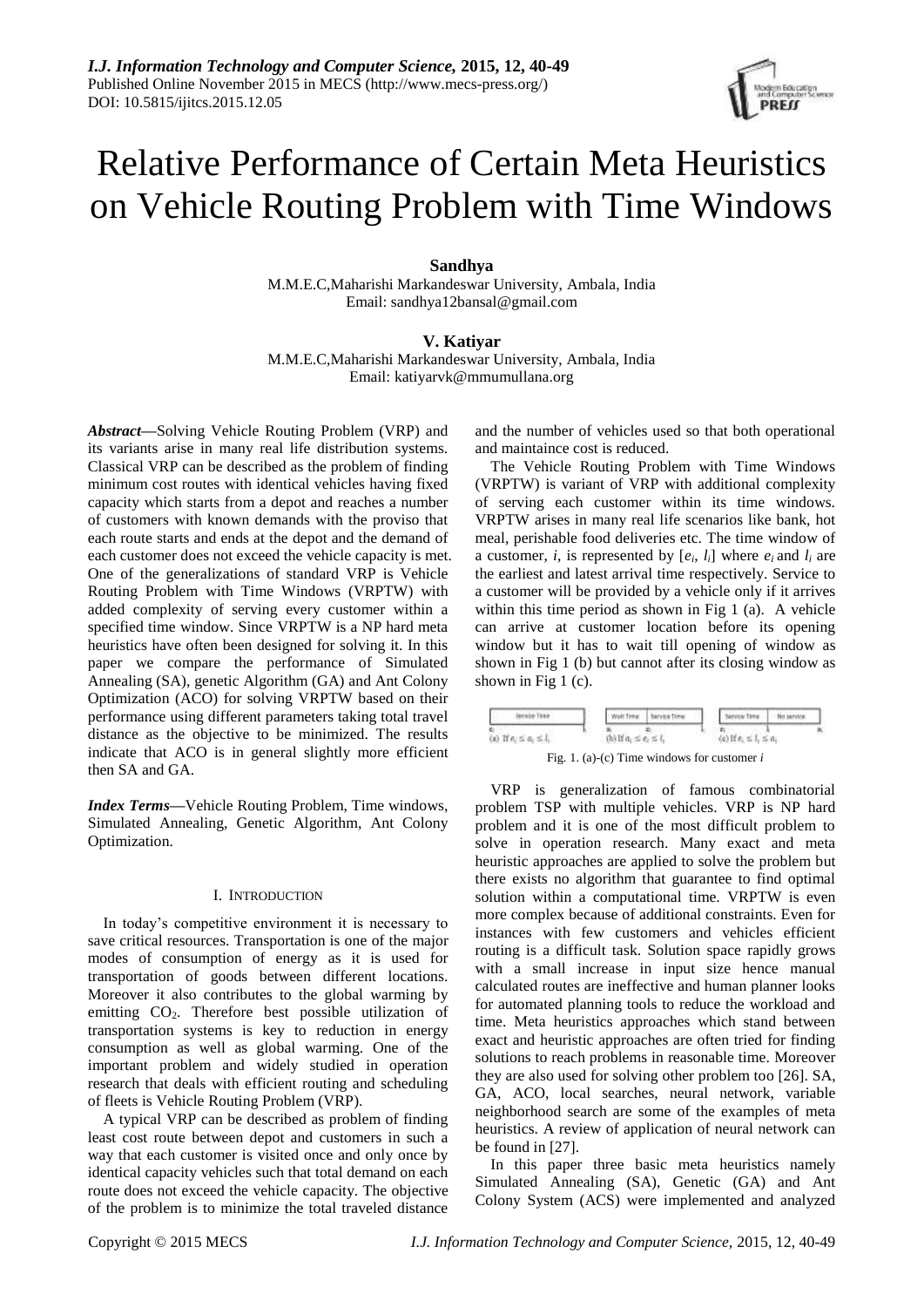# Relative Performance of Certain Meta Heuristics on Vehicle Routing Problem with Time Windows

**Sandhya**
M.M.E.C,Maharishi Markandeswar University, Ambala, India
Email: sandhya12bansal@gmail.com

**V. Katiyar**
M.M.E.C,Maharishi Markandeswar University, Ambala, India
Email: katiyarvk@mmumullana.org

***Abstract*****—**Solving Vehicle Routing Problem (VRP) and its variants arise in many real life distribution systems. Classical VRP can be described as the problem of finding minimum cost routes with identical vehicles having fixed capacity which starts from a depot and reaches a number of customers with known demands with the proviso that each route starts and ends at the depot and the demand of each customer does not exceed the vehicle capacity is met. One of the generalizations of standard VRP is Vehicle Routing Problem with Time Windows (VRPTW) with added complexity of serving every customer within a specified time window. Since VRPTW is a NP hard meta heuristics have often been designed for solving it. In this paper we compare the performance of Simulated Annealing (SA), genetic Algorithm (GA) and Ant Colony Optimization (ACO) for solving VRPTW based on their performance using different parameters taking total travel distance as the objective to be minimized. The results indicate that ACO is in general slightly more efficient then SA and GA.

***Index Terms*****—**Vehicle Routing Problem, Time windows, Simulated Annealing, Genetic Algorithm, Ant Colony Optimization.

## I. Introduction

In today's competitive environment it is necessary to save critical resources. Transportation is one of the major modes of consumption of energy as it is used for transportation of goods between different locations. Moreover it also contributes to the global warming by emitting $CO_2$. Therefore best possible utilization of transportation systems is key to reduction in energy consumption as well as global warming. One of the important problem and widely studied in operation research that deals with efficient routing and scheduling of fleets is Vehicle Routing Problem (VRP).

A typical VRP can be described as problem of finding least cost route between depot and customers in such a way that each customer is visited once and only once by identical capacity vehicles such that total demand on each route does not exceed the vehicle capacity. The objective of the problem is to minimize the total traveled distance and the number of vehicles used so that both operational and maintaince cost is reduced.

The Vehicle Routing Problem with Time Windows (VRPTW) is variant of VRP with additional complexity of serving each customer within its time windows. VRPTW arises in many real life scenarios like bank, hot meal, perishable food deliveries etc. The time window of a customer, $i$, is represented by $[e_i, l_i]$ where $e_i$ and $l_i$ are the earliest and latest arrival time respectively. Service to a customer will be provided by a vehicle only if it arrives within this time period as shown in Fig 1 (a). A vehicle can arrive at customer location before its opening window but it has to wait till opening of window as shown in Fig 1 (b) but cannot after its closing window as shown in Fig 1 (c).

(a) If $e_i \leq a_i \leq l_i$ (b) If $a_i \leq e_i \leq l_i$ (c) If $e_i \leq l_i \leq a_i$

Fig. 1. (a)-(c) Time windows for customer $i$

VRP is generalization of famous combinatorial problem TSP with multiple vehicles. VRP is NP hard problem and it is one of the most difficult problem to solve in operation research. Many exact and meta heuristic approaches are applied to solve the problem but there exists no algorithm that guarantee to find optimal solution within a computational time. VRPTW is even more complex because of additional constraints. Even for instances with few customers and vehicles efficient routing is a difficult task. Solution space rapidly grows with a small increase in input size hence manual calculated routes are ineffective and human planner looks for automated planning tools to reduce the workload and time. Meta heuristics approaches which stand between exact and heuristic approaches are often tried for finding solutions to reach problems in reasonable time. Moreover they are also used for solving other problem too [26]. SA, GA, ACO, local searches, neural network, variable neighborhood search are some of the examples of meta heuristics. A review of application of neural network can be found in [27].

In this paper three basic meta heuristics namely Simulated Annealing (SA), Genetic (GA) and Ant Colony System (ACS) were implemented and analyzed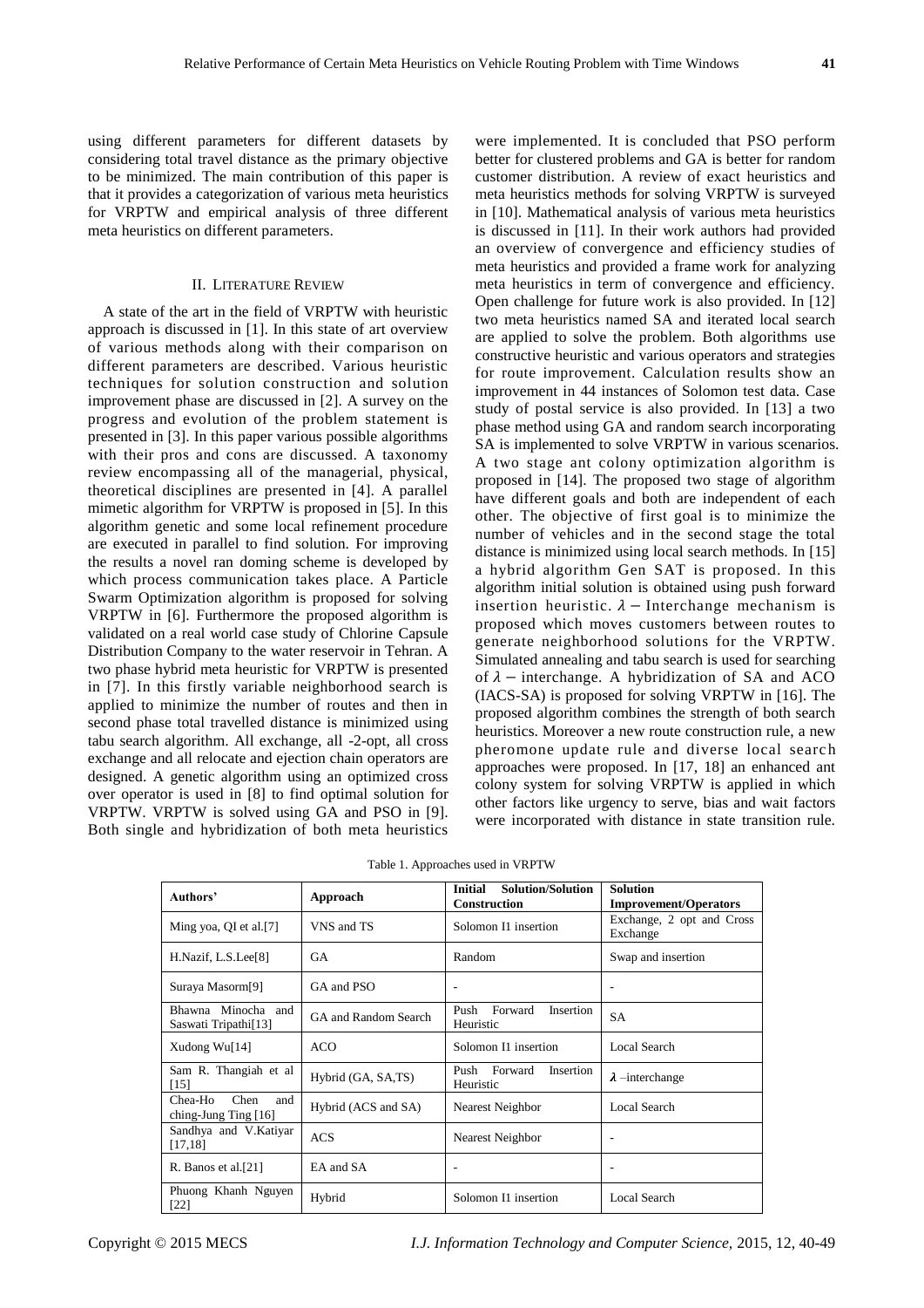using different parameters for different datasets by considering total travel distance as the primary objective to be minimized. The main contribution of this paper is that it provides a categorization of various meta heuristics for VRPTW and empirical analysis of three different meta heuristics on different parameters.

## II. Literature Review

A state of the art in the field of VRPTW with heuristic approach is discussed in [1]. In this state of art overview of various methods along with their comparison on different parameters are described. Various heuristic techniques for solution construction and solution improvement phase are discussed in [2]. A survey on the progress and evolution of the problem statement is presented in [3]. In this paper various possible algorithms with their pros and cons are discussed. A taxonomy review encompassing all of the managerial, physical, theoretical disciplines are presented in [4]. A parallel mimetic algorithm for VRPTW is proposed in [5]. In this algorithm genetic and some local refinement procedure are executed in parallel to find solution. For improving the results a novel ran doming scheme is developed by which process communication takes place. A Particle Swarm Optimization algorithm is proposed for solving VRPTW in [6]. Furthermore the proposed algorithm is validated on a real world case study of Chlorine Capsule Distribution Company to the water reservoir in Tehran. A two phase hybrid meta heuristic for VRPTW is presented in [7]. In this firstly variable neighborhood search is applied to minimize the number of routes and then in second phase total travelled distance is minimized using tabu search algorithm. All exchange, all -2-opt, all cross exchange and all relocate and ejection chain operators are designed. A genetic algorithm using an optimized cross over operator is used in [8] to find optimal solution for VRPTW. VRPTW is solved using GA and PSO in [9]. Both single and hybridization of both meta heuristics were implemented. It is concluded that PSO perform better for clustered problems and GA is better for random customer distribution. A review of exact heuristics and meta heuristics methods for solving VRPTW is surveyed in [10]. Mathematical analysis of various meta heuristics is discussed in [11]. In their work authors had provided an overview of convergence and efficiency studies of meta heuristics and provided a frame work for analyzing meta heuristics in term of convergence and efficiency. Open challenge for future work is also provided. In [12] two meta heuristics named SA and iterated local search are applied to solve the problem. Both algorithms use constructive heuristic and various operators and strategies for route improvement. Calculation results show an improvement in 44 instances of Solomon test data. Case study of postal service is also provided. In [13] a two phase method using GA and random search incorporating SA is implemented to solve VRPTW in various scenarios. A two stage ant colony optimization algorithm is proposed in [14]. The proposed two stage of algorithm have different goals and both are independent of each other. The objective of first goal is to minimize the number of vehicles and in the second stage the total distance is minimized using local search methods. In [15] a hybrid algorithm Gen SAT is proposed. In this algorithm initial solution is obtained using push forward insertion heuristic. $\lambda -$ Interchange mechanism is proposed which moves customers between routes to generate neighborhood solutions for the VRPTW. Simulated annealing and tabu search is used for searching of $\lambda -$ interchange. A hybridization of SA and ACO (IACS-SA) is proposed for solving VRPTW in [16]. The proposed algorithm combines the strength of both search heuristics. Moreover a new route construction rule, a new pheromone update rule and diverse local search approaches were proposed. In [17, 18] an enhanced ant colony system for solving VRPTW is applied in which other factors like urgency to serve, bias and wait factors were incorporated with distance in state transition rule.

Table 1. Approaches used in VRPTW

| Authors' | Approach | Initial Solution/Solution Construction | Solution Improvement/Operators |
|---|---|---|---|
| Ming yoa, QI et al.[7] | VNS and TS | Solomon I1 insertion | Exchange, 2 opt and Cross Exchange |
| H.Nazif, L.S.Lee[8] | GA | Random | Swap and insertion |
| Suraya Masorm[9] | GA and PSO | - | - |
| Bhawna Minocha and Saswati Tripathi[13] | GA and Random Search | Push Forward Insertion Heuristic | SA |
| Xudong Wu[14] | ACO | Solomon I1 insertion | Local Search |
| Sam R. Thangiah et al [15] | Hybrid (GA, SA,TS) | Push Forward Insertion Heuristic | $\lambda$ –interchange |
| Chea-Ho Chen and ching-Jung Ting [16] | Hybrid (ACS and SA) | Nearest Neighbor | Local Search |
| Sandhya and V.Katiyar [17,18] | ACS | Nearest Neighbor | - |
| R. Banos et al.[21] | EA and SA | - | - |
| Phuong Khanh Nguyen [22] | Hybrid | Solomon I1 insertion | Local Search |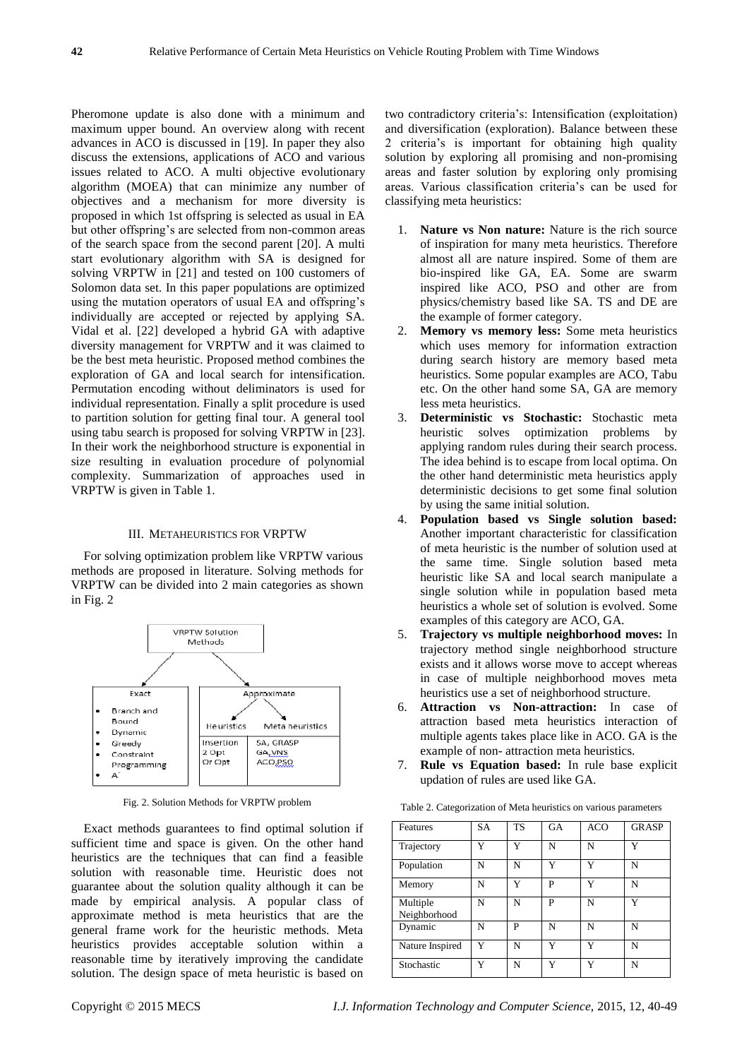Pheromone update is also done with a minimum and maximum upper bound. An overview along with recent advances in ACO is discussed in [19]. In paper they also discuss the extensions, applications of ACO and various issues related to ACO. A multi objective evolutionary algorithm (MOEA) that can minimize any number of objectives and a mechanism for more diversity is proposed in which 1st offspring is selected as usual in EA but other offspring's are selected from non-common areas of the search space from the second parent [20]. A multi start evolutionary algorithm with SA is designed for solving VRPTW in [21] and tested on 100 customers of Solomon data set. In this paper populations are optimized using the mutation operators of usual EA and offspring's individually are accepted or rejected by applying SA. Vidal et al. [22] developed a hybrid GA with adaptive diversity management for VRPTW and it was claimed to be the best meta heuristic. Proposed method combines the exploration of GA and local search for intensification. Permutation encoding without deliminators is used for individual representation. Finally a split procedure is used to partition solution for getting final tour. A general tool using tabu search is proposed for solving VRPTW in [23]. In their work the neighborhood structure is exponential in size resulting in evaluation procedure of polynomial complexity. Summarization of approaches used in VRPTW is given in Table 1.

## III. Metaheuristics for VRPTW

For solving optimization problem like VRPTW various methods are proposed in literature. Solving methods for VRPTW can be divided into 2 main categories as shown in Fig. 2

VRPTW Solution Methods

- Exact
  - Branch and Bound
  - Dynamic
  - Greedy
  - Constraint Programming
  - A*
- Approximate
  - Heuristics: Insertion, 2 Opt, Or Opt
  - Meta heuristics: SA, GRASP, GA, VNS, ACO, PSO

Fig. 2. Solution Methods for VRPTW problem

Exact methods guarantees to find optimal solution if sufficient time and space is given. On the other hand heuristics are the techniques that can find a feasible solution with reasonable time. Heuristic does not guarantee about the solution quality although it can be made by empirical analysis. A popular class of approximate method is meta heuristics that are the general frame work for the heuristic methods. Meta heuristics provides acceptable solution within a reasonable time by iteratively improving the candidate solution. The design space of meta heuristic is based on two contradictory criteria's: Intensification (exploitation) and diversification (exploration). Balance between these 2 criteria's is important for obtaining high quality solution by exploring all promising and non-promising areas and faster solution by exploring only promising areas. Various classification criteria's can be used for classifying meta heuristics:

1. **Nature vs Non nature:** Nature is the rich source of inspiration for many meta heuristics. Therefore almost all are nature inspired. Some of them are bio-inspired like GA, EA. Some are swarm inspired like ACO, PSO and other are from physics/chemistry based like SA. TS and DE are the example of former category.
2. **Memory vs memory less:** Some meta heuristics which uses memory for information extraction during search history are memory based meta heuristics. Some popular examples are ACO, Tabu etc. On the other hand some SA, GA are memory less meta heuristics.
3. **Deterministic vs Stochastic:** Stochastic meta heuristic solves optimization problems by applying random rules during their search process. The idea behind is to escape from local optima. On the other hand deterministic meta heuristics apply deterministic decisions to get some final solution by using the same initial solution.
4. **Population based vs Single solution based:** Another important characteristic for classification of meta heuristic is the number of solution used at the same time. Single solution based meta heuristic like SA and local search manipulate a single solution while in population based meta heuristics a whole set of solution is evolved. Some examples of this category are ACO, GA.
5. **Trajectory vs multiple neighborhood moves:** In trajectory method single neighborhood structure exists and it allows worse move to accept whereas in case of multiple neighborhood moves meta heuristics use a set of neighborhood structure.
6. **Attraction vs Non-attraction:** In case of attraction based meta heuristics interaction of multiple agents takes place like in ACO. GA is the example of non- attraction meta heuristics.
7. **Rule vs Equation based:** In rule base explicit updation of rules are used like GA.

Table 2. Categorization of Meta heuristics on various parameters

| Features | SA | TS | GA | ACO | GRASP |
|---|---|---|---|---|---|
| Trajectory | Y | Y | N | N | Y |
| Population | N | N | Y | Y | N |
| Memory | N | Y | P | Y | N |
| Multiple Neighborhood | N | N | P | N | Y |
| Dynamic | N | P | N | N | N |
| Nature Inspired | Y | N | Y | Y | N |
| Stochastic | Y | N | Y | Y | N |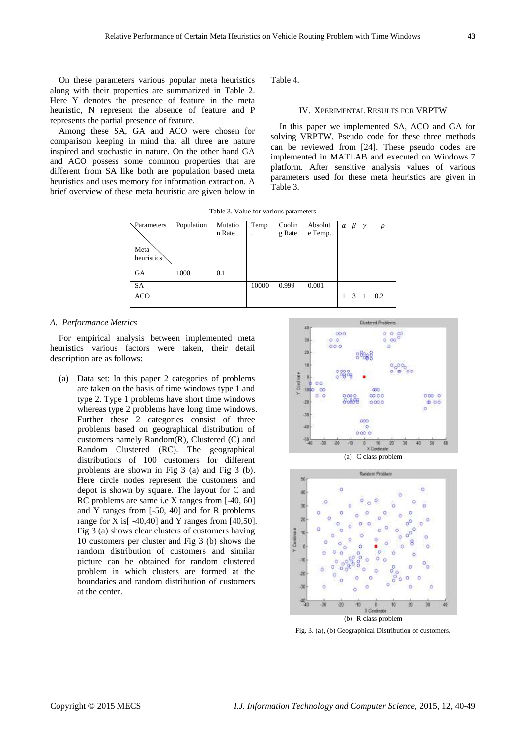On these parameters various popular meta heuristics along with their properties are summarized in Table 2. Here Y denotes the presence of feature in the meta heuristic, N represent the absence of feature and P represents the partial presence of feature.

Among these SA, GA and ACO were chosen for comparison keeping in mind that all three are nature inspired and stochastic in nature. On the other hand GA and ACO possess some common properties that are different from SA like both are population based meta heuristics and uses memory for information extraction. A brief overview of these meta heuristic are given below in Table 4.

## IV. XPERIMENTAL RESULTS FOR VRPTW

In this paper we implemented SA, ACO and GA for solving VRPTW. Pseudo code for these three methods can be reviewed from [24]. These pseudo codes are implemented in MATLAB and executed on Windows 7 platform. After sensitive analysis values of various parameters used for these meta heuristics are given in Table 3.

Table 3. Value for various parameters

| Parameters / Meta heuristics | Population | Mutation Rate | Temp. | Cooling Rate | Absolute Temp. | $\alpha$ | $\beta$ | $\gamma$ | $\rho$ |
|---|---|---|---|---|---|---|---|---|---|
| GA | 1000 | 0.1 | | | | | | | |
| SA | | | 10000 | 0.999 | 0.001 | | | | |
| ACO | | | | | | 1 | 3 | 1 | 0.2 |

### A. Performance Metrics

For empirical analysis between implemented meta heuristics various factors were taken, their detail description are as follows:

(a) Data set: In this paper 2 categories of problems are taken on the basis of time windows type 1 and type 2. Type 1 problems have short time windows whereas type 2 problems have long time windows. Further these 2 categories consist of three problems based on geographical distribution of customers namely Random(R), Clustered (C) and Random Clustered (RC). The geographical distributions of 100 customers for different problems are shown in Fig 3 (a) and Fig 3 (b). Here circle nodes represent the customers and depot is shown by square. The layout for C and RC problems are same i.e X ranges from [-40, 60] and Y ranges from [-50, 40] and for R problems range for X is[ -40,40] and Y ranges from [40,50]. Fig 3 (a) shows clear clusters of customers having 10 customers per cluster and Fig 3 (b) shows the random distribution of customers and similar picture can be obtained for random clustered problem in which clusters are formed at the boundaries and random distribution of customers at the center.

(a) C class problem

(b) R class problem

Fig. 3. (a), (b) Geographical Distribution of customers.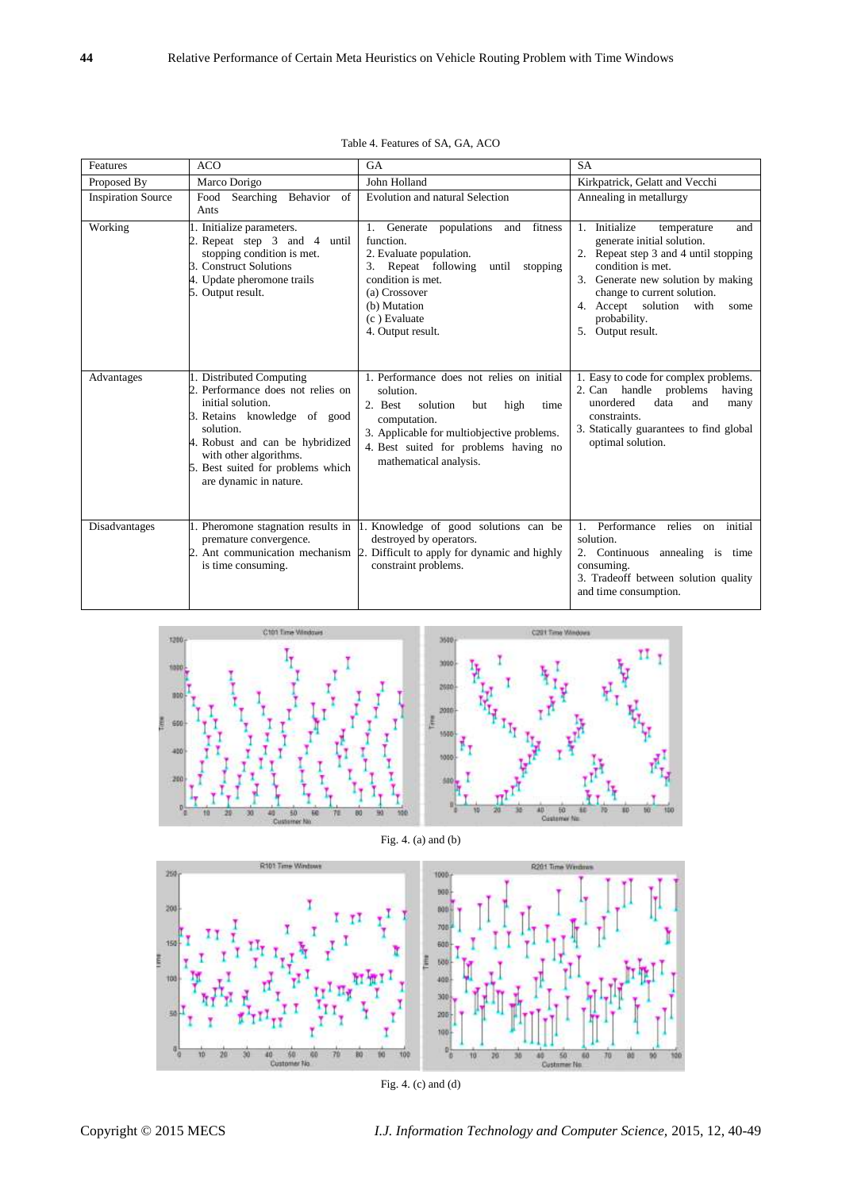Table 4. Features of SA, GA, ACO

| Features | ACO | GA | SA |
|---|---|---|---|
| Proposed By | Marco Dorigo | John Holland | Kirkpatrick, Gelatt and Vecchi |
| Inspiration Source | Food Searching Behavior of Ants | Evolution and natural Selection | Annealing in metallurgy |
| Working | 1. Initialize parameters.<br>2. Repeat step 3 and 4 until stopping condition is met.<br>3. Construct Solutions<br>4. Update pheromone trails<br>5. Output result. | 1. Generate populations and fitness function.<br>2. Evaluate population.<br>3. Repeat following until stopping condition is met.<br>(a) Crossover<br>(b) Mutation<br>(c ) Evaluate<br>4. Output result. | 1. Initialize temperature and generate initial solution.<br>2. Repeat step 3 and 4 until stopping condition is met.<br>3. Generate new solution by making change to current solution.<br>4. Accept solution with some probability.<br>5. Output result. |
| Advantages | 1. Distributed Computing<br>2. Performance does not relies on initial solution.<br>3. Retains knowledge of good solution.<br>4. Robust and can be hybridized with other algorithms.<br>5. Best suited for problems which are dynamic in nature. | 1. Performance does not relies on initial solution.<br>2. Best solution but high time computation.<br>3. Applicable for multiobjective problems.<br>4. Best suited for problems having no mathematical analysis. | 1. Easy to code for complex problems.<br>2. Can handle problems having unordered data and many constraints.<br>3. Statically guarantees to find global optimal solution. |
| Disadvantages | 1. Pheromone stagnation results in premature convergence.<br>2. Ant communication mechanism is time consuming. | 1. Knowledge of good solutions can be destroyed by operators.<br>2. Difficult to apply for dynamic and highly constraint problems. | 1. Performance relies on initial solution.<br>2. Continuous annealing is time consuming.<br>3. Tradeoff between solution quality and time consumption. |

Fig. 4. (a) and (b)

Fig. 4. (c) and (d)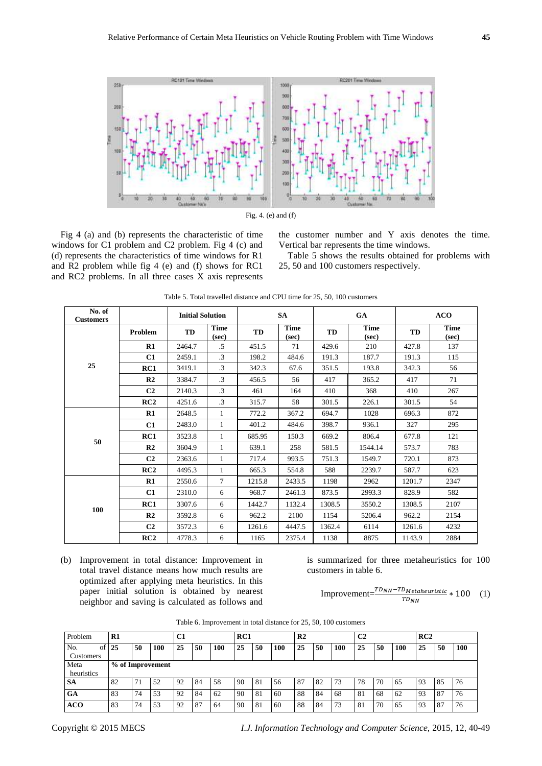Fig. 4. (e) and (f)

Fig 4 (a) and (b) represents the characteristic of time windows for C1 problem and C2 problem. Fig 4 (c) and (d) represents the characteristics of time windows for R1 and R2 problem while fig 4 (e) and (f) shows for RC1 and RC2 problems. In all three cases X axis represents the customer number and Y axis denotes the time. Vertical bar represents the time windows.

Table 5 shows the results obtained for problems with 25, 50 and 100 customers respectively.

Table 5. Total travelled distance and CPU time for 25, 50, 100 customers

| No. of Customers | | Initial Solution | | SA | | GA | | ACO | |
|---|---|---|---|---|---|---|---|---|---|
| | **Problem** | **TD** | **Time (sec)** | **TD** | **Time (sec)** | **TD** | **Time (sec)** | **TD** | **Time (sec)** |
| **25** | **R1** | 2464.7 | .5 | 451.5 | 71 | 429.6 | 210 | 427.8 | 137 |
| | **C1** | 2459.1 | .3 | 198.2 | 484.6 | 191.3 | 187.7 | 191.3 | 115 |
| | **RC1** | 3419.1 | .3 | 342.3 | 67.6 | 351.5 | 193.8 | 342.3 | 56 |
| | **R2** | 3384.7 | .3 | 456.5 | 56 | 417 | 365.2 | 417 | 71 |
| | **C2** | 2140.3 | .3 | 461 | 164 | 410 | 368 | 410 | 267 |
| | **RC2** | 4251.6 | .3 | 315.7 | 58 | 301.5 | 226.1 | 301.5 | 54 |
| **50** | **R1** | 2648.5 | 1 | 772.2 | 367.2 | 694.7 | 1028 | 696.3 | 872 |
| | **C1** | 2483.0 | 1 | 401.2 | 484.6 | 398.7 | 936.1 | 327 | 295 |
| | **RC1** | 3523.8 | 1 | 685.95 | 150.3 | 669.2 | 806.4 | 677.8 | 121 |
| | **R2** | 3604.9 | 1 | 639.1 | 258 | 581.5 | 1544.14 | 573.7 | 783 |
| | **C2** | 2363.6 | 1 | 717.4 | 993.5 | 751.3 | 1549.7 | 720.1 | 873 |
| | **RC2** | 4495.3 | 1 | 665.3 | 554.8 | 588 | 2239.7 | 587.7 | 623 |
| **100** | **R1** | 2550.6 | 7 | 1215.8 | 2433.5 | 1198 | 2962 | 1201.7 | 2347 |
| | **C1** | 2310.0 | 6 | 968.7 | 2461.3 | 873.5 | 2993.3 | 828.9 | 582 |
| | **RC1** | 3307.6 | 6 | 1442.7 | 1132.4 | 1308.5 | 3550.2 | 1308.5 | 2107 |
| | **R2** | 3592.8 | 6 | 962.2 | 2100 | 1154 | 5206.4 | 962.2 | 2154 |
| | **C2** | 3572.3 | 6 | 1261.6 | 4447.5 | 1362.4 | 6114 | 1261.6 | 4232 |
| | **RC2** | 4778.3 | 6 | 1165 | 2375.4 | 1138 | 8875 | 1143.9 | 2884 |

(b) Improvement in total distance: Improvement in total travel distance means how much results are optimized after applying meta heuristics. In this paper initial solution is obtained by nearest neighbor and saving is calculated as follows and is summarized for three metaheuristics for 100 customers in table 6.

$$\text{Improvement}=\frac{TD_{NN}-TD_{Metaheuristic}}{TD_{NN}}*100 \quad (1)$$

Table 6. Improvement in total distance for 25, 50, 100 customers

| Problem | R1 | | | C1 | | | RC1 | | | R2 | | | C2 | | | RC2 | | |
|---|---|---|---|---|---|---|---|---|---|---|---|---|---|---|---|---|---|---|
| No. of Customers | **25** | **50** | **100** | **25** | **50** | **100** | **25** | **50** | **100** | **25** | **50** | **100** | **25** | **50** | **100** | **25** | **50** | **100** |
| Meta heuristics | **% of Improvement** | | | | | | | | | | | | | | | | | |
| **SA** | 82 | 71 | 52 | 92 | 84 | 58 | 90 | 81 | 56 | 87 | 82 | 73 | 78 | 70 | 65 | 93 | 85 | 76 |
| **GA** | 83 | 74 | 53 | 92 | 84 | 62 | 90 | 81 | 60 | 88 | 84 | 68 | 81 | 68 | 62 | 93 | 87 | 76 |
| **ACO** | 83 | 74 | 53 | 92 | 87 | 64 | 90 | 81 | 60 | 88 | 84 | 73 | 81 | 70 | 65 | 93 | 87 | 76 |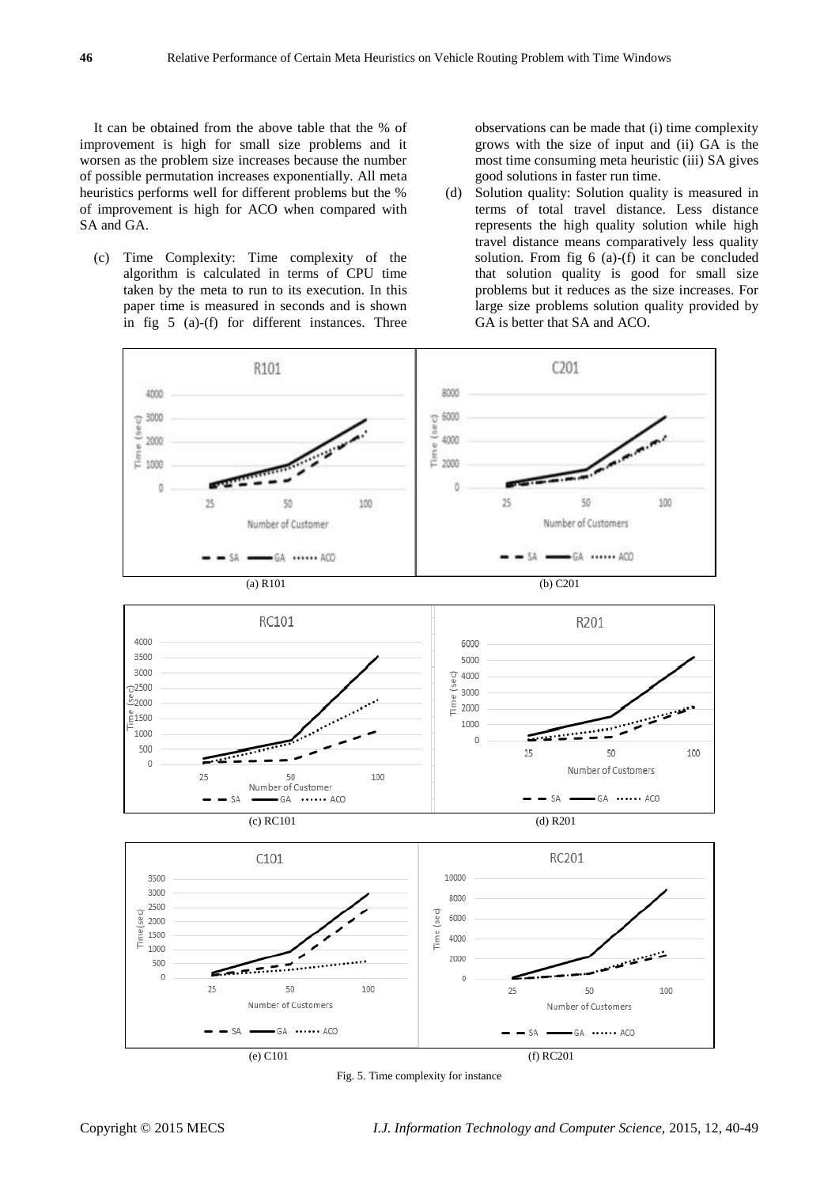It can be obtained from the above table that the % of improvement is high for small size problems and it worsen as the problem size increases because the number of possible permutation increases exponentially. All meta heuristics performs well for different problems but the % of improvement is high for ACO when compared with SA and GA.

(c) Time Complexity: Time complexity of the algorithm is calculated in terms of CPU time taken by the meta to run to its execution. In this paper time is measured in seconds and is shown in fig 5 (a)-(f) for different instances. Three observations can be made that (i) time complexity grows with the size of input and (ii) GA is the most time consuming meta heuristic (iii) SA gives good solutions in faster run time.

(d) Solution quality: Solution quality is measured in terms of total travel distance. Less distance represents the high quality solution while high travel distance means comparatively less quality solution. From fig 6 (a)-(f) it can be concluded that solution quality is good for small size problems but it reduces as the size increases. For large size problems solution quality provided by GA is better that SA and ACO.

(a) R101

(b) C201

(c) RC101

(d) R201

(e) C101

(f) RC201

Fig. 5. Time complexity for instance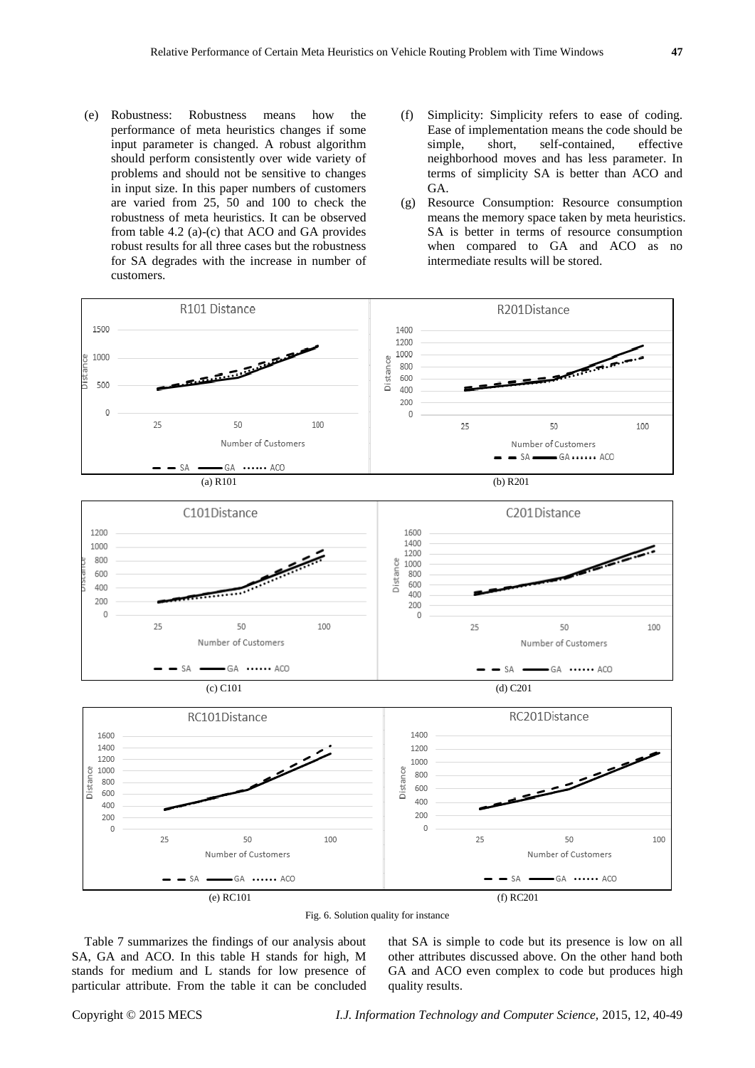(e) Robustness: Robustness means how the performance of meta heuristics changes if some input parameter is changed. A robust algorithm should perform consistently over wide variety of problems and should not be sensitive to changes in input size. In this paper numbers of customers are varied from 25, 50 and 100 to check the robustness of meta heuristics. It can be observed from table 4.2 (a)-(c) that ACO and GA provides robust results for all three cases but the robustness for SA degrades with the increase in number of customers.

(f) Simplicity: Simplicity refers to ease of coding. Ease of implementation means the code should be simple, short, self-contained, effective neighborhood moves and has less parameter. In terms of simplicity SA is better than ACO and GA.

(g) Resource Consumption: Resource consumption means the memory space taken by meta heuristics. SA is better in terms of resource consumption when compared to GA and ACO as no intermediate results will be stored.

(a) R101

(b) R201

(c) C101

(d) C201

(e) RC101

(f) RC201

Fig. 6. Solution quality for instance

Table 7 summarizes the findings of our analysis about SA, GA and ACO. In this table H stands for high, M stands for medium and L stands for low presence of particular attribute. From the table it can be concluded that SA is simple to code but its presence is low on all other attributes discussed above. On the other hand both GA and ACO even complex to code but produces high quality results.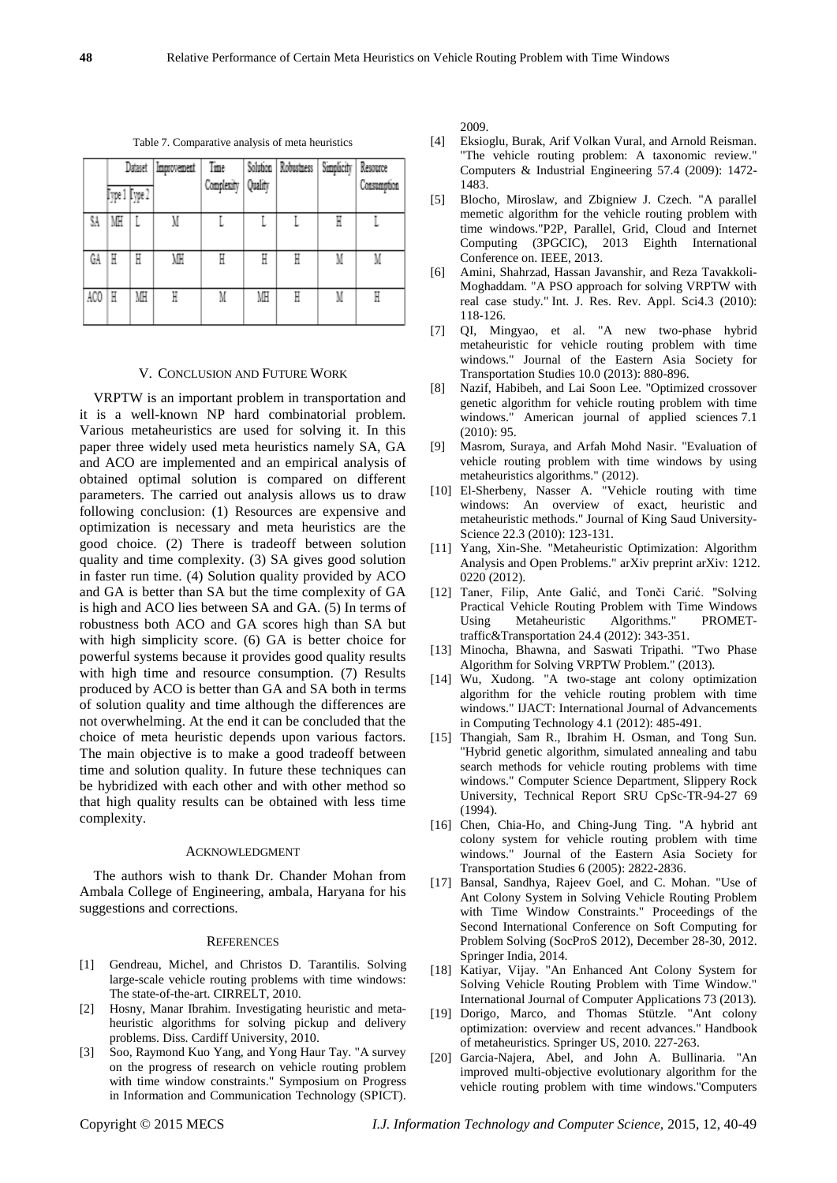Table 7. Comparative analysis of meta heuristics

| | Dataset | | Improvement | Time Complexity | Solution Quality | Robustness | Simplicity | Resource Consumption |
|---|---|---|---|---|---|---|---|---|
| | Type 1 | Type 2 | | | | | | |
| SA | MH | L | M | L | L | L | H | L |
| GA | H | H | MH | H | H | H | M | M |
| ACO | H | MH | H | M | MH | H | M | H |

## V. Conclusion and Future Work

VRPTW is an important problem in transportation and it is a well-known NP hard combinatorial problem. Various metaheuristics are used for solving it. In this paper three widely used meta heuristics namely SA, GA and ACO are implemented and an empirical analysis of obtained optimal solution is compared on different parameters. The carried out analysis allows us to draw following conclusion: (1) Resources are expensive and optimization is necessary and meta heuristics are the good choice. (2) There is tradeoff between solution quality and time complexity. (3) SA gives good solution in faster run time. (4) Solution quality provided by ACO and GA is better than SA but the time complexity of GA is high and ACO lies between SA and GA. (5) In terms of robustness both ACO and GA scores high than SA but with high simplicity score. (6) GA is better choice for powerful systems because it provides good quality results with high time and resource consumption. (7) Results produced by ACO is better than GA and SA both in terms of solution quality and time although the differences are not overwhelming. At the end it can be concluded that the choice of meta heuristic depends upon various factors. The main objective is to make a good tradeoff between time and solution quality. In future these techniques can be hybridized with each other and with other method so that high quality results can be obtained with less time complexity.

## Acknowledgment

The authors wish to thank Dr. Chander Mohan from Ambala College of Engineering, ambala, Haryana for his suggestions and corrections.

## References

[1] Gendreau, Michel, and Christos D. Tarantilis. Solving large-scale vehicle routing problems with time windows: The state-of-the-art. CIRRELT, 2010.

[2] Hosny, Manar Ibrahim. Investigating heuristic and meta-heuristic algorithms for solving pickup and delivery problems. Diss. Cardiff University, 2010.

[3] Soo, Raymond Kuo Yang, and Yong Haur Tay. "A survey on the progress of research on vehicle routing problem with time window constraints." Symposium on Progress in Information and Communication Technology (SPICT). 2009.

[4] Eksioglu, Burak, Arif Volkan Vural, and Arnold Reisman. "The vehicle routing problem: A taxonomic review." Computers & Industrial Engineering 57.4 (2009): 1472-1483.

[5] Blocho, Miroslaw, and Zbigniew J. Czech. "A parallel memetic algorithm for the vehicle routing problem with time windows."P2P, Parallel, Grid, Cloud and Internet Computing (3PGCIC), 2013 Eighth International Conference on. IEEE, 2013.

[6] Amini, Shahrzad, Hassan Javanshir, and Reza Tavakkoli-Moghaddam. "A PSO approach for solving VRPTW with real case study." Int. J. Res. Rev. Appl. Sci4.3 (2010): 118-126.

[7] QI, Mingyao, et al. "A new two-phase hybrid metaheuristic for vehicle routing problem with time windows." Journal of the Eastern Asia Society for Transportation Studies 10.0 (2013): 880-896.

[8] Nazif, Habibeh, and Lai Soon Lee. "Optimized crossover genetic algorithm for vehicle routing problem with time windows." American journal of applied sciences 7.1 (2010): 95.

[9] Masrom, Suraya, and Arfah Mohd Nasir. "Evaluation of vehicle routing problem with time windows by using metaheuristics algorithms." (2012).

[10] El-Sherbeny, Nasser A. "Vehicle routing with time windows: An overview of exact, heuristic and metaheuristic methods." Journal of King Saud University-Science 22.3 (2010): 123-131.

[11] Yang, Xin-She. "Metaheuristic Optimization: Algorithm Analysis and Open Problems." arXiv preprint arXiv: 1212. 0220 (2012).

[12] Taner, Filip, Ante Galić, and Tonči Carić. "Solving Practical Vehicle Routing Problem with Time Windows Using Metaheuristic Algorithms." PROMET-traffic&Transportation 24.4 (2012): 343-351.

[13] Minocha, Bhawna, and Saswati Tripathi. "Two Phase Algorithm for Solving VRPTW Problem." (2013).

[14] Wu, Xudong. "A two-stage ant colony optimization algorithm for the vehicle routing problem with time windows." IJACT: International Journal of Advancements in Computing Technology 4.1 (2012): 485-491.

[15] Thangiah, Sam R., Ibrahim H. Osman, and Tong Sun. "Hybrid genetic algorithm, simulated annealing and tabu search methods for vehicle routing problems with time windows." Computer Science Department, Slippery Rock University, Technical Report SRU CpSc-TR-94-27 69 (1994).

[16] Chen, Chia-Ho, and Ching-Jung Ting. "A hybrid ant colony system for vehicle routing problem with time windows." Journal of the Eastern Asia Society for Transportation Studies 6 (2005): 2822-2836.

[17] Bansal, Sandhya, Rajeev Goel, and C. Mohan. "Use of Ant Colony System in Solving Vehicle Routing Problem with Time Window Constraints." Proceedings of the Second International Conference on Soft Computing for Problem Solving (SocProS 2012), December 28-30, 2012. Springer India, 2014.

[18] Katiyar, Vijay. "An Enhanced Ant Colony System for Solving Vehicle Routing Problem with Time Window." International Journal of Computer Applications 73 (2013).

[19] Dorigo, Marco, and Thomas Stützle. "Ant colony optimization: overview and recent advances." Handbook of metaheuristics. Springer US, 2010. 227-263.

[20] Garcia-Najera, Abel, and John A. Bullinaria. "An improved multi-objective evolutionary algorithm for the vehicle routing problem with time windows."Computers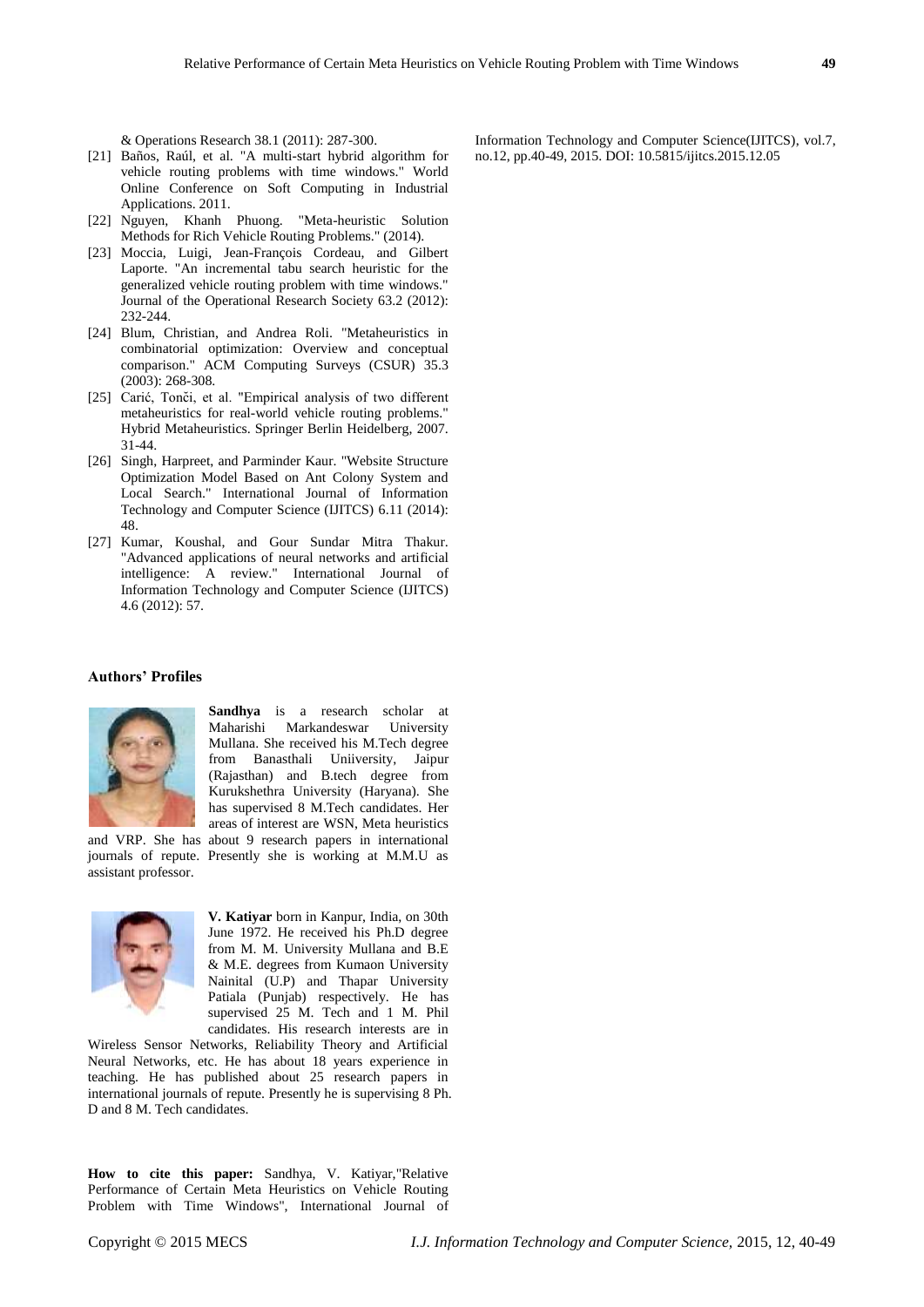& Operations Research 38.1 (2011): 287-300.

[21] Baños, Raúl, et al. "A multi-start hybrid algorithm for vehicle routing problems with time windows." World Online Conference on Soft Computing in Industrial Applications. 2011.

[22] Nguyen, Khanh Phuong. "Meta-heuristic Solution Methods for Rich Vehicle Routing Problems." (2014).

[23] Moccia, Luigi, Jean-François Cordeau, and Gilbert Laporte. "An incremental tabu search heuristic for the generalized vehicle routing problem with time windows." Journal of the Operational Research Society 63.2 (2012): 232-244.

[24] Blum, Christian, and Andrea Roli. "Metaheuristics in combinatorial optimization: Overview and conceptual comparison." ACM Computing Surveys (CSUR) 35.3 (2003): 268-308.

[25] Carić, Tonči, et al. "Empirical analysis of two different metaheuristics for real-world vehicle routing problems." Hybrid Metaheuristics. Springer Berlin Heidelberg, 2007. 31-44.

[26] Singh, Harpreet, and Parminder Kaur. "Website Structure Optimization Model Based on Ant Colony System and Local Search." International Journal of Information Technology and Computer Science (IJITCS) 6.11 (2014): 48.

[27] Kumar, Koushal, and Gour Sundar Mitra Thakur. "Advanced applications of neural networks and artificial intelligence: A review." International Journal of Information Technology and Computer Science (IJITCS) 4.6 (2012): 57.

### Authors' Profiles

**Sandhya** is a research scholar at Maharishi Markandeswar University Mullana. She received his M.Tech degree from Banasthali Uniiversity, Jaipur (Rajasthan) and B.tech degree from Kurukshethra University (Haryana). She has supervised 8 M.Tech candidates. Her areas of interest are WSN, Meta heuristics and VRP. She has about 9 research papers in international journals of repute. Presently she is working at M.M.U as assistant professor.

**V. Katiyar** born in Kanpur, India, on 30th June 1972. He received his Ph.D degree from M. M. University Mullana and B.E & M.E. degrees from Kumaon University Nainital (U.P) and Thapar University Patiala (Punjab) respectively. He has supervised 25 M. Tech and 1 M. Phil candidates. His research interests are in Wireless Sensor Networks, Reliability Theory and Artificial Neural Networks, etc. He has about 18 years experience in teaching. He has published about 25 research papers in international journals of repute. Presently he is supervising 8 Ph. D and 8 M. Tech candidates.

**How to cite this paper:** Sandhya, V. Katiyar,"Relative Performance of Certain Meta Heuristics on Vehicle Routing Problem with Time Windows", International Journal of Information Technology and Computer Science(IJITCS), vol.7, no.12, pp.40-49, 2015. DOI: 10.5815/ijitcs.2015.12.05